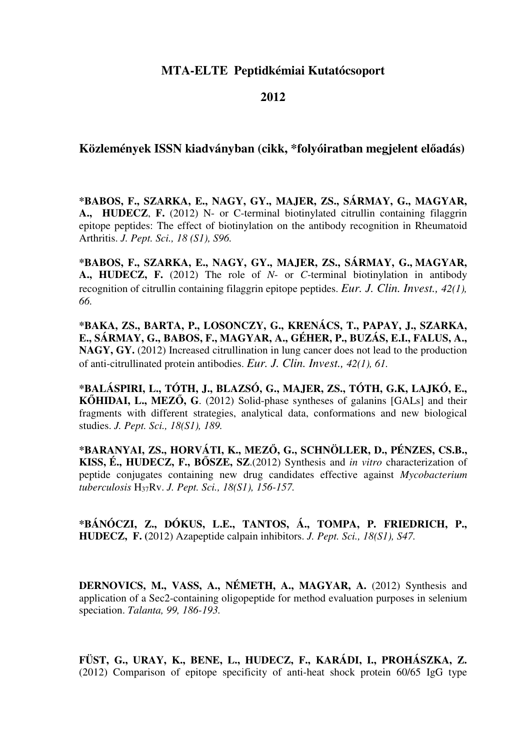# MTA-ELTE Peptidkémiai Kutatócsoport

# 2012

## Közlemények ISSN kiadványban (cikk, *folyóiratban megjelent előadás)

**\*BABOS, F., SZARKA, E., NAGY, GY., MAJER, ZS., SÁRMAY, G., MAGYAR, A., HUDECZ, F.** (2012) N- or C-terminal biotinylated citrullin containing filaggrin epitope peptides: The effect of biotinylation on the antibody recognition in Rheumatoid Arthritis. *J. Pept. Sci., 18 (S1), S96.*

**\*BABOS, F., SZARKA, E., NAGY, GY., MAJER, ZS., SÁRMAY, G., MAGYAR, A., HUDECZ, F.** (2012) The role of *N*- or *C*-terminal biotinylation in antibody recognition of citrullin containing filaggrin epitope peptides. *Eur. J. Clin. Invest., 42(1), 66.*

**\*BAKA, ZS., BARTA, P., LOSONCZY, G., KRENÁCS, T., PAPAY, J., SZARKA, E., SÁRMAY, G., BABOS, F., MAGYAR, A., GÉHER, P., BUZÁS, E.I., FALUS, A., NAGY, GY.** (2012) Increased citrullination in lung cancer does not lead to the production of anti-citrullinated protein antibodies. *Eur. J. Clin. Invest., 42(1), 61.*

**\*BALÁSPIRI, L., TÓTH, J., BLAZSÓ, G., MAJER, ZS., TÓTH, G.K, LAJKÓ, E., KŐHIDAI, L., MEZŐ, G**. (2012) Solid-phase syntheses of galanins [GALs] and their fragments with different strategies, analytical data, conformations and new biological studies. *J. Pept. Sci., 18(S1), 189.*

**\*BARANYAI, ZS., HORVÁTI, K., MEZŐ, G., SCHNÖLLER, D., PÉNZES, CS.B., KISS, É., HUDECZ, F., BŐSZE, SZ**.(2012) Synthesis and *in vitro* characterization of peptide conjugates containing new drug candidates effective against *Mycobacterium tuberculosis* $H_{37}Rv$. *J. Pept. Sci., 18(S1), 156-157.*

**\*BÁNÓCZI, Z., DÓKUS, L.E., TANTOS, Á., TOMPA, P. FRIEDRICH, P., HUDECZ, F. (**2012) Azapeptide calpain inhibitors. *J. Pept. Sci., 18(S1), S47.*

**DERNOVICS, M., VASS, A., NÉMETH, A., MAGYAR, A.** (2012) Synthesis and application of a Sec2-containing oligopeptide for method evaluation purposes in selenium speciation. *Talanta, 99, 186-193.*

**FÜST, G., URAY, K., BENE, L., HUDECZ, F., KARÁDI, I., PROHÁSZKA, Z.** (2012) Comparison of epitope specificity of anti-heat shock protein 60/65 IgG type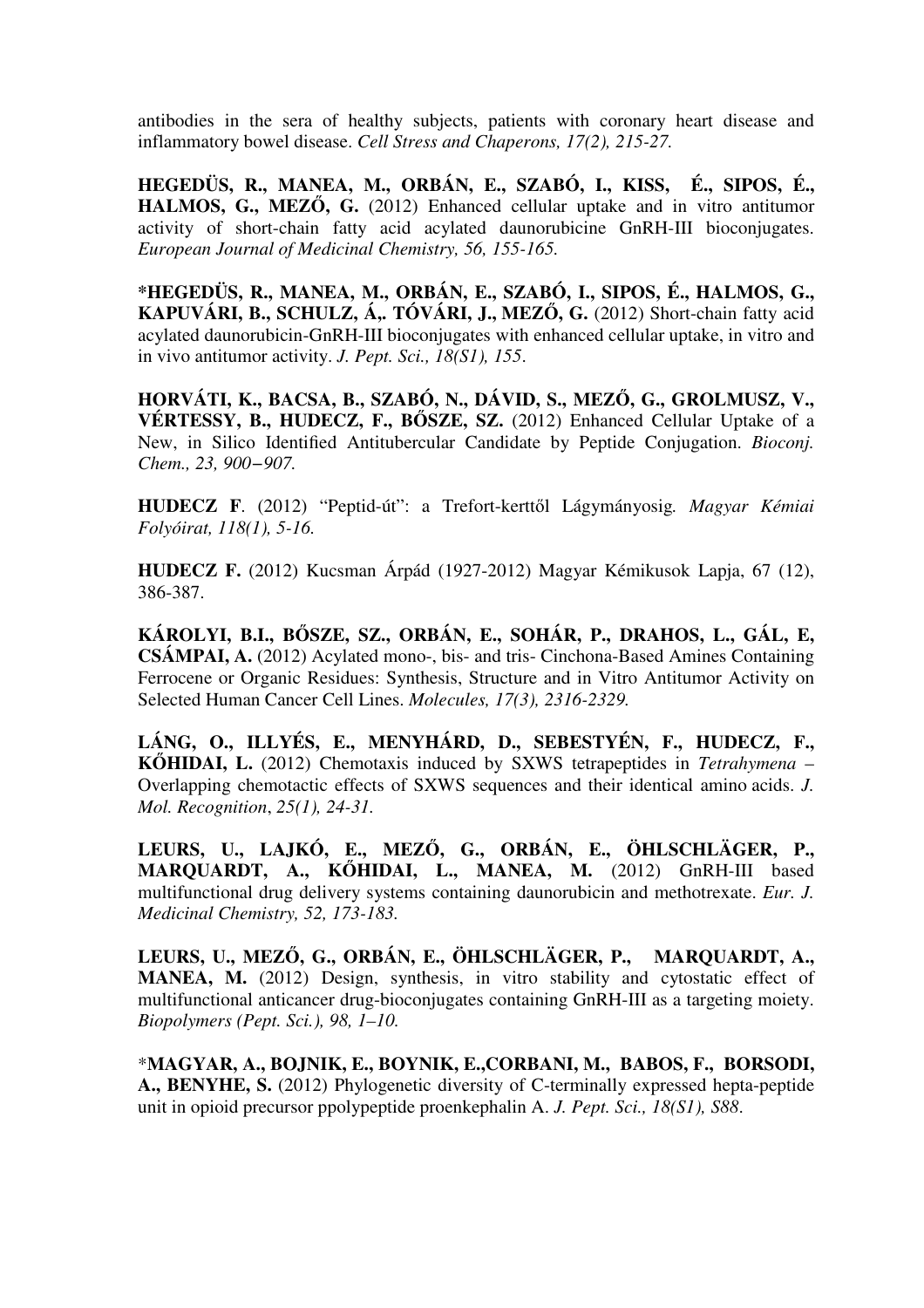antibodies in the sera of healthy subjects, patients with coronary heart disease and inflammatory bowel disease. *Cell Stress and Chaperons, 17(2), 215-27.*

**HEGEDÜS, R., MANEA, M., ORBÁN, E., SZABÓ, I., KISS, É., SIPOS, É., HALMOS, G., MEZŐ, G.** (2012) Enhanced cellular uptake and in vitro antitumor activity of short-chain fatty acid acylated daunorubicine GnRH-III bioconjugates. *European Journal of Medicinal Chemistry, 56, 155-165.*

**\*HEGEDÜS, R., MANEA, M., ORBÁN, E., SZABÓ, I., SIPOS, É., HALMOS, G., KAPUVÁRI, B., SCHULZ, Á,. TÓVÁRI, J., MEZŐ, G.** (2012) Short-chain fatty acid acylated daunorubicin-GnRH-III bioconjugates with enhanced cellular uptake, in vitro and in vivo antitumor activity. *J. Pept. Sci., 18(S1), 155*.

**HORVÁTI, K., BACSA, B., SZABÓ, N., DÁVID, S., MEZŐ, G., GROLMUSZ, V., VÉRTESSY, B., HUDECZ, F., BŐSZE, SZ.** (2012) Enhanced Cellular Uptake of a New, in Silico Identified Antitubercular Candidate by Peptide Conjugation. *Bioconj. Chem., 23, 900−907.*

**HUDECZ F**. (2012) "Peptid-út": a Trefort-kerttől Lágymányosig. *Magyar Kémiai Folyóirat, 118(1), 5-16.*

**HUDECZ F.** (2012) Kucsman Árpád (1927-2012) Magyar Kémikusok Lapja, 67 (12), 386-387.

**KÁROLYI, B.I., BŐSZE, SZ., ORBÁN, E., SOHÁR, P., DRAHOS, L., GÁL, E, CSÁMPAI, A.** (2012) Acylated mono-, bis- and tris- Cinchona-Based Amines Containing Ferrocene or Organic Residues: Synthesis, Structure and in Vitro Antitumor Activity on Selected Human Cancer Cell Lines. *Molecules, 17(3), 2316-2329.*

**LÁNG, O., ILLYÉS, E., MENYHÁRD, D., SEBESTYÉN, F., HUDECZ, F., KŐHIDAI, L.** (2012) Chemotaxis induced by SXWS tetrapeptides in *Tetrahymena* – Overlapping chemotactic effects of SXWS sequences and their identical amino acids. *J. Mol. Recognition*, *25(1), 24-31.*

**LEURS, U., LAJKÓ, E., MEZŐ, G., ORBÁN, E., ÖHLSCHLÄGER, P., MARQUARDT, A., KŐHIDAI, L., MANEA, M.** (2012) GnRH-III based multifunctional drug delivery systems containing daunorubicin and methotrexate. *Eur. J. Medicinal Chemistry, 52, 173-183.*

**LEURS, U., MEZŐ, G., ORBÁN, E., ÖHLSCHLÄGER, P., MARQUARDT, A., MANEA, M.** (2012) Design, synthesis, in vitro stability and cytostatic effect of multifunctional anticancer drug-bioconjugates containing GnRH-III as a targeting moiety. *Biopolymers (Pept. Sci.), 98, 1–10.*

\***MAGYAR, A., BOJNIK, E., BOYNIK, E.,CORBANI, M., BABOS, F., BORSODI, A., BENYHE, S.** (2012) Phylogenetic diversity of C-terminally expressed hepta-peptide unit in opioid precursor ppolypeptide proenkephalin A. *J. Pept. Sci., 18(S1), S88*.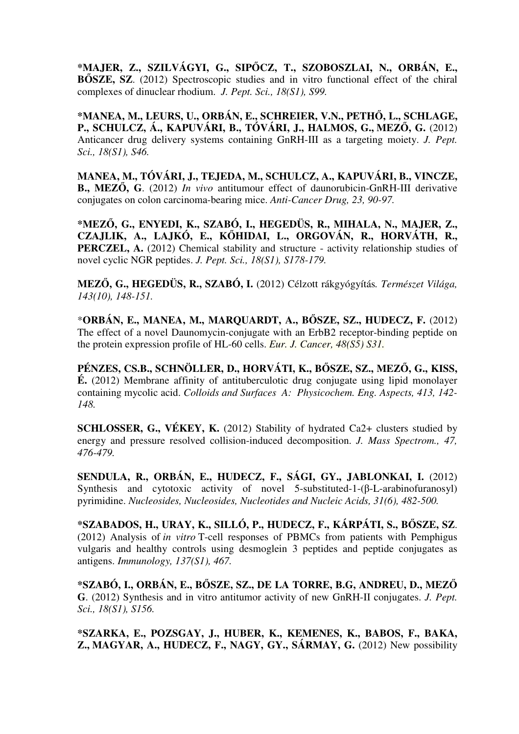**\*MAJER, Z., SZILVÁGYI, G., SIPŐCZ, T., SZOBOSZLAI, N., ORBÁN, E., BŐSZE, SZ**. (2012) Spectroscopic studies and in vitro functional effect of the chiral complexes of dinuclear rhodium. *J. Pept. Sci., 18(S1), S99.*

**\*MANEA, M., LEURS, U., ORBÁN, E., SCHREIER, V.N., PETHŐ, L., SCHLAGE, P., SCHULCZ, Á., KAPUVÁRI, B., TÓVÁRI, J., HALMOS, G., MEZŐ, G.** (2012) Anticancer drug delivery systems containing GnRH-III as a targeting moiety. *J. Pept. Sci., 18(S1), S46.*

**MANEA, M., TÓVÁRI, J., TEJEDA, M., SCHULCZ, A., KAPUVÁRI, B., VINCZE, B., MEZŐ, G**. (2012) *In vivo* antitumour effect of daunorubicin-GnRH-III derivative conjugates on colon carcinoma-bearing mice. *Anti-Cancer Drug, 23, 90-97.*

**\*MEZŐ, G., ENYEDI, K., SZABÓ, I., HEGEDÜS, R., MIHALA, N., MAJER, Z., CZAJLIK, A., LAJKÓ, E., KŐHIDAI, L., ORGOVÁN, R., HORVÁTH, R., PERCZEL, A.** (2012) Chemical stability and structure - activity relationship studies of novel cyclic NGR peptides. *J. Pept. Sci., 18(S1), S178-179.*

**MEZŐ, G., HEGEDÜS, R., SZABÓ, I.** (2012) Célzott rákgyógyítás*. Természet Világa, 143(10), 148-151.*

\***ORBÁN, E., MANEA, M., MARQUARDT, A., BŐSZE, SZ., HUDECZ, F.** (2012) The effect of a novel Daunomycin-conjugate with an ErbB2 receptor-binding peptide on the protein expression profile of HL-60 cells. *Eur. J. Cancer, 48(S5) S31.*

**PÉNZES, CS.B., SCHNÖLLER, D., HORVÁTI, K., BŐSZE, SZ., MEZŐ, G., KISS, É.** (2012) Membrane affinity of antituberculotic drug conjugate using lipid monolayer containing mycolic acid. *Colloids and Surfaces A: Physicochem. Eng. Aspects, 413, 142-148.*

**SCHLOSSER, G., VÉKEY, K.** (2012) Stability of hydrated Ca2+ clusters studied by energy and pressure resolved collision-induced decomposition. *J. Mass Spectrom., 47, 476-479.*

**SENDULA, R., ORBÁN, E., HUDECZ, F., SÁGI, GY., JABLONKAI, I.** (2012) Synthesis and cytotoxic activity of novel 5-substituted-1-(β-L-arabinofuranosyl) pyrimidine. *Nucleosides, Nucleosides, Nucleotides and Nucleic Acids, 31(6), 482-500.*

**\*SZABADOS, H., URAY, K., SILLÓ, P., HUDECZ, F., KÁRPÁTI, S., BŐSZE, SZ**. (2012) Analysis of *in vitro* T-cell responses of PBMCs from patients with Pemphigus vulgaris and healthy controls using desmoglein 3 peptides and peptide conjugates as antigens. *Immunology, 137(S1), 467.*

**\*SZABÓ, I., ORBÁN, E., BŐSZE, SZ., DE LA TORRE, B.G, ANDREU, D., MEZŐ G**. (2012) Synthesis and in vitro antitumor activity of new GnRH-II conjugates. *J. Pept. Sci., 18(S1), S156.*

**\*SZARKA, E., POZSGAY, J., HUBER, K., KEMENES, K., BABOS, F., BAKA, Z., MAGYAR, A., HUDECZ, F., NAGY, GY., SÁRMAY, G.** (2012) New possibility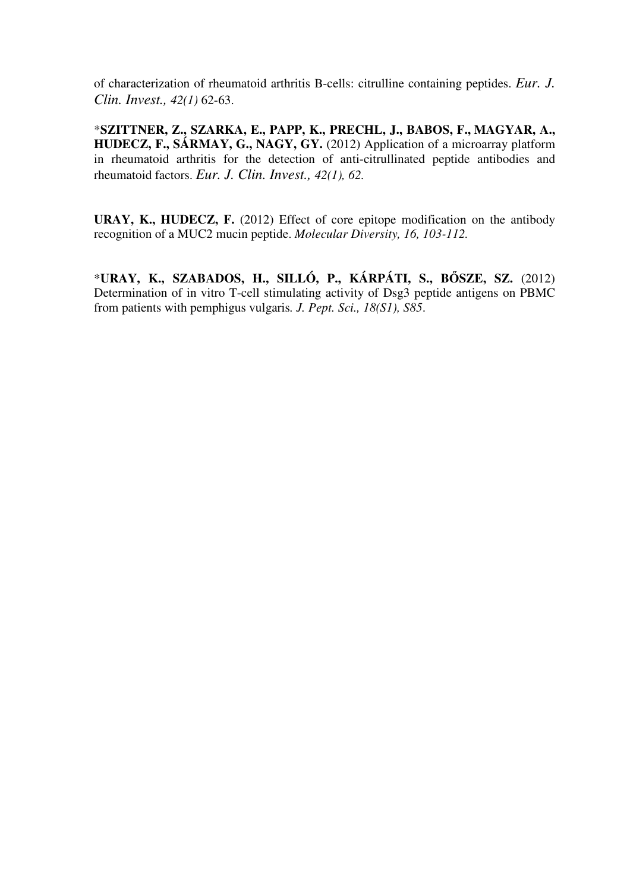of characterization of rheumatoid arthritis B-cells: citrulline containing peptides. *Eur. J. Clin. Invest., 42(1)* 62-63.

*__SZITTNER, Z., SZARKA, E., PAPP, K., PRECHL, J., BABOS, F., MAGYAR, A., HUDECZ, F., SÁRMAY, G., NAGY, GY.__ (2012) Application of a microarray platform in rheumatoid arthritis for the detection of anti-citrullinated peptide antibodies and rheumatoid factors. *Eur. J. Clin. Invest., 42(1), 62.*

**URAY, K., HUDECZ, F.** (2012) Effect of core epitope modification on the antibody recognition of a MUC2 mucin peptide. *Molecular Diversity, 16, 103-112.*

*__URAY, K., SZABADOS, H., SILLÓ, P., KÁRPÁTI, S., BŐSZE, SZ.__ (2012) Determination of in vitro T-cell stimulating activity of Dsg3 peptide antigens on PBMC from patients with pemphigus vulgaris. *J. Pept. Sci., 18(S1), S85*.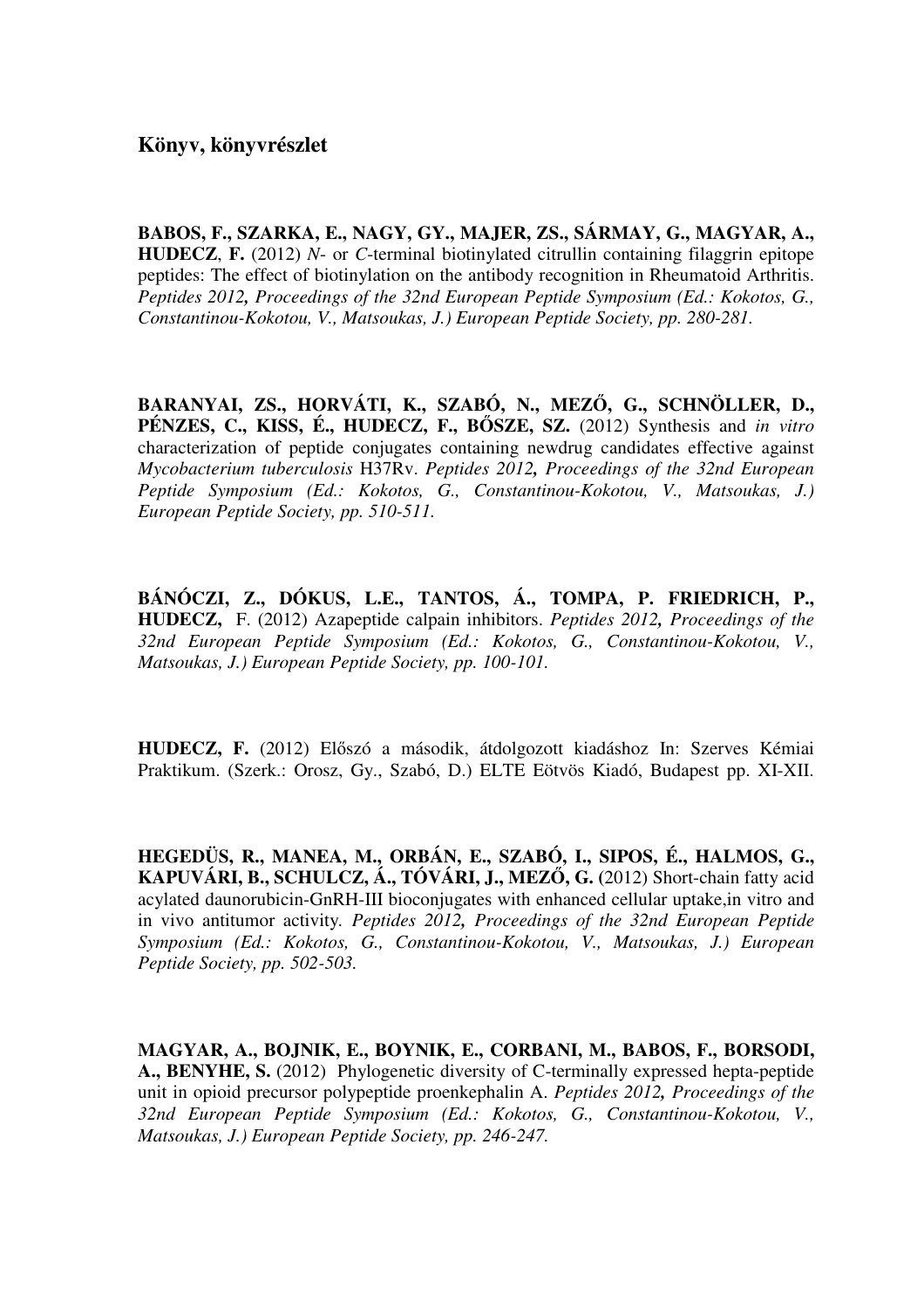## Könyv, könyvrészlet

**BABOS, F., SZARKA, E., NAGY, GY., MAJER, ZS., SÁRMAY, G., MAGYAR, A., HUDECZ**, **F.** (2012) *N*- or *C*-terminal biotinylated citrullin containing filaggrin epitope peptides: The effect of biotinylation on the antibody recognition in Rheumatoid Arthritis. *Peptides 2012, Proceedings of the 32nd European Peptide Symposium (Ed.: Kokotos, G., Constantinou-Kokotou, V., Matsoukas, J.) European Peptide Society, pp. 280-281.*

**BARANYAI, ZS., HORVÁTI, K., SZABÓ, N., MEZŐ, G., SCHNÖLLER, D., PÉNZES, C., KISS, É., HUDECZ, F., BŐSZE, SZ.** (2012) Synthesis and *in vitro* characterization of peptide conjugates containing newdrug candidates effective against *Mycobacterium tuberculosis* H37Rv. *Peptides 2012, Proceedings of the 32nd European Peptide Symposium (Ed.: Kokotos, G., Constantinou-Kokotou, V., Matsoukas, J.) European Peptide Society, pp. 510-511.*

**BÁNÓCZI, Z., DÓKUS, L.E., TANTOS, Á., TOMPA, P. FRIEDRICH, P., HUDECZ,** F. (2012) Azapeptide calpain inhibitors. *Peptides 2012, Proceedings of the 32nd European Peptide Symposium (Ed.: Kokotos, G., Constantinou-Kokotou, V., Matsoukas, J.) European Peptide Society, pp. 100-101.*

**HUDECZ, F.** (2012) Előszó a második, átdolgozott kiadáshoz In: Szerves Kémiai Praktikum. (Szerk.: Orosz, Gy., Szabó, D.) ELTE Eötvös Kiadó, Budapest pp. XI-XII.

**HEGEDÜS, R., MANEA, M., ORBÁN, E., SZABÓ, I., SIPOS, É., HALMOS, G., KAPUVÁRI, B., SCHULCZ, Á., TÓVÁRI, J., MEZŐ, G.** (2012) Short-chain fatty acid acylated daunorubicin-GnRH-III bioconjugates with enhanced cellular uptake,in vitro and in vivo antitumor activity. *Peptides 2012, Proceedings of the 32nd European Peptide Symposium (Ed.: Kokotos, G., Constantinou-Kokotou, V., Matsoukas, J.) European Peptide Society, pp. 502-503.*

**MAGYAR, A., BOJNIK, E., BOYNIK, E., CORBANI, M., BABOS, F., BORSODI, A., BENYHE, S.** (2012) Phylogenetic diversity of C-terminally expressed hepta-peptide unit in opioid precursor polypeptide proenkephalin A. *Peptides 2012, Proceedings of the 32nd European Peptide Symposium (Ed.: Kokotos, G., Constantinou-Kokotou, V., Matsoukas, J.) European Peptide Society, pp. 246-247.*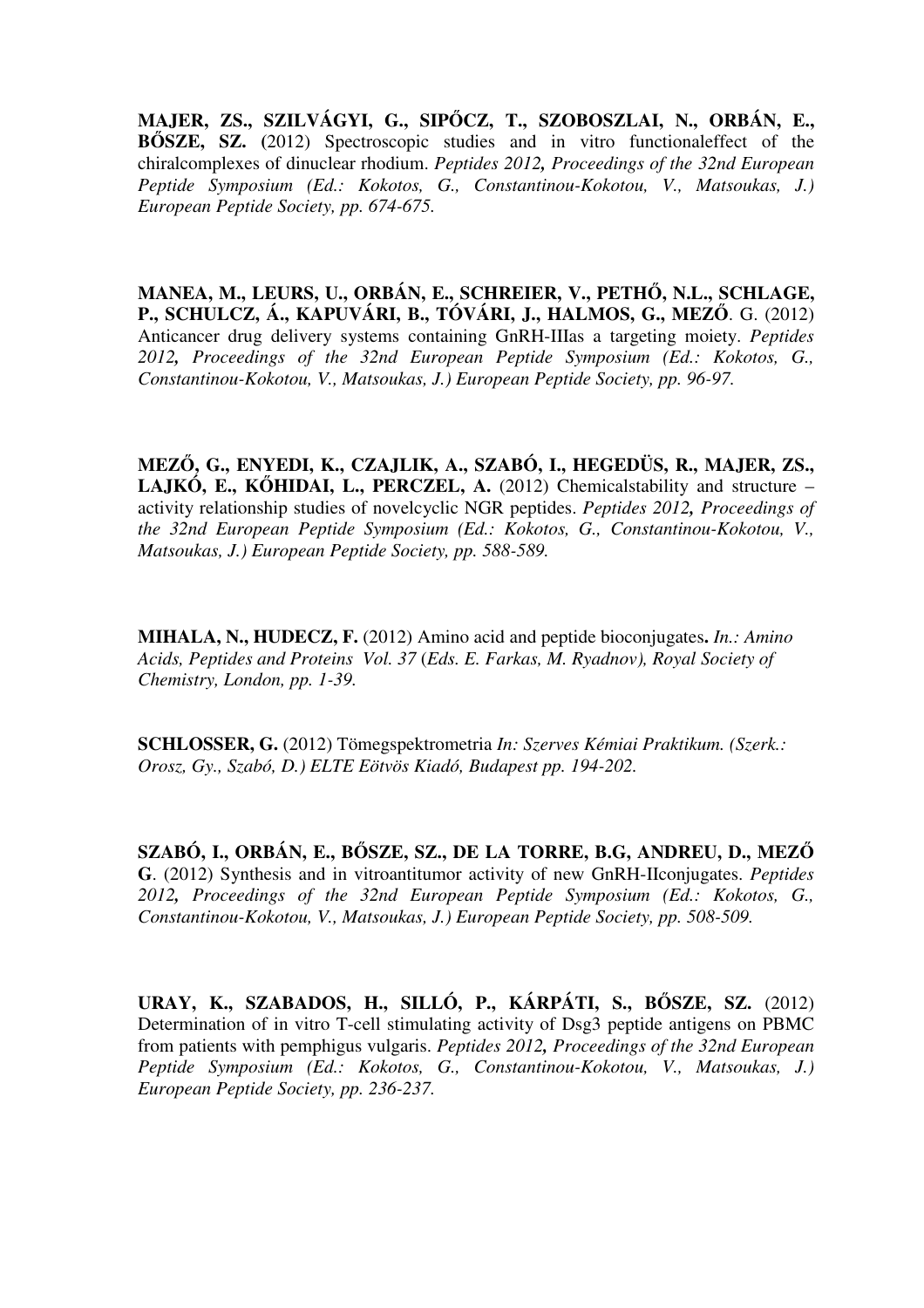**MAJER, ZS., SZILVÁGYI, G., SIPŐCZ, T., SZOBOSZLAI, N., ORBÁN, E., BŐSZE, SZ.** (2012) Spectroscopic studies and in vitro functionaleffect of the chiralcomplexes of dinuclear rhodium. *Peptides 2012, Proceedings of the 32nd European Peptide Symposium (Ed.: Kokotos, G., Constantinou-Kokotou, V., Matsoukas, J.) European Peptide Society, pp. 674-675.*

**MANEA, M., LEURS, U., ORBÁN, E., SCHREIER, V., PETHŐ, N.L., SCHLAGE, P., SCHULCZ, Á., KAPUVÁRI, B., TÓVÁRI, J., HALMOS, G., MEZŐ**. G. (2012) Anticancer drug delivery systems containing GnRH-IIIas a targeting moiety. *Peptides 2012, Proceedings of the 32nd European Peptide Symposium (Ed.: Kokotos, G., Constantinou-Kokotou, V., Matsoukas, J.) European Peptide Society, pp. 96-97.*

**MEZŐ, G., ENYEDI, K., CZAJLIK, A., SZABÓ, I., HEGEDÜS, R., MAJER, ZS., LAJKÓ, E., KŐHIDAI, L., PERCZEL, A.** (2012) Chemicalstability and structure – activity relationship studies of novelcyclic NGR peptides. *Peptides 2012, Proceedings of the 32nd European Peptide Symposium (Ed.: Kokotos, G., Constantinou-Kokotou, V., Matsoukas, J.) European Peptide Society, pp. 588-589.*

**MIHALA, N., HUDECZ, F.** (2012) Amino acid and peptide bioconjugates**.** *In.: Amino Acids, Peptides and Proteins Vol. 37* (*Eds. E. Farkas, M. Ryadnov), Royal Society of Chemistry, London, pp. 1-39.*

**SCHLOSSER, G.** (2012) Tömegspektrometria *In: Szerves Kémiai Praktikum. (Szerk.: Orosz, Gy., Szabó, D.) ELTE Eötvös Kiadó, Budapest pp. 194-202.*

**SZABÓ, I., ORBÁN, E., BŐSZE, SZ., DE LA TORRE, B.G, ANDREU, D., MEZŐ G**. (2012) Synthesis and in vitroantitumor activity of new GnRH-IIconjugates. *Peptides 2012, Proceedings of the 32nd European Peptide Symposium (Ed.: Kokotos, G., Constantinou-Kokotou, V., Matsoukas, J.) European Peptide Society, pp. 508-509.*

**URAY, K., SZABADOS, H., SILLÓ, P., KÁRPÁTI, S., BŐSZE, SZ.** (2012) Determination of in vitro T-cell stimulating activity of Dsg3 peptide antigens on PBMC from patients with pemphigus vulgaris. *Peptides 2012, Proceedings of the 32nd European Peptide Symposium (Ed.: Kokotos, G., Constantinou-Kokotou, V., Matsoukas, J.) European Peptide Society, pp. 236-237.*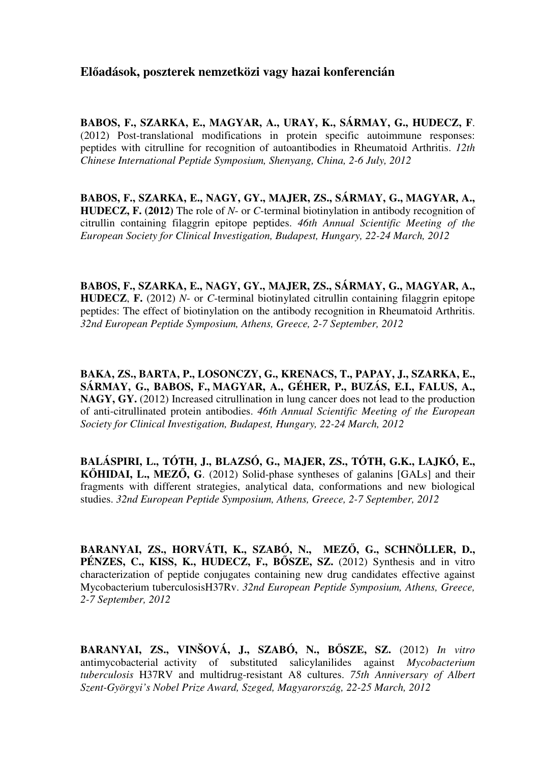### Előadások, poszterek nemzetközi vagy hazai konferencián

**BABOS, F., SZARKA, E., MAGYAR, A., URAY, K., SÁRMAY, G., HUDECZ, F**. (2012) Post-translational modifications in protein specific autoimmune responses: peptides with citrulline for recognition of autoantibodies in Rheumatoid Arthritis. *12th Chinese International Peptide Symposium, Shenyang, China, 2-6 July, 2012*

**BABOS, F., SZARKA, E., NAGY, GY., MAJER, ZS., SÁRMAY, G., MAGYAR, A., HUDECZ, F. (2012)** The role of *N*- or *C*-terminal biotinylation in antibody recognition of citrullin containing filaggrin epitope peptides. *46th Annual Scientific Meeting of the European Society for Clinical Investigation, Budapest, Hungary, 22-24 March, 2012*

**BABOS, F., SZARKA, E., NAGY, GY., MAJER, ZS., SÁRMAY, G., MAGYAR, A., HUDECZ**, **F.** (2012) *N*- or *C*-terminal biotinylated citrullin containing filaggrin epitope peptides: The effect of biotinylation on the antibody recognition in Rheumatoid Arthritis. *32nd European Peptide Symposium, Athens, Greece, 2-7 September, 2012*

**BAKA, ZS., BARTA, P., LOSONCZY, G., KRENACS, T., PAPAY, J., SZARKA, E., SÁRMAY, G., BABOS, F., MAGYAR, A., GÉHER, P., BUZÁS, E.I., FALUS, A., NAGY, GY.** (2012) Increased citrullination in lung cancer does not lead to the production of anti-citrullinated protein antibodies. *46th Annual Scientific Meeting of the European Society for Clinical Investigation, Budapest, Hungary, 22-24 March, 2012*

**BALÁSPIRI, L., TÓTH, J., BLAZSÓ, G., MAJER, ZS., TÓTH, G.K., LAJKÓ, E., KŐHIDAI, L., MEZŐ, G**. (2012) Solid-phase syntheses of galanins [GALs] and their fragments with different strategies, analytical data, conformations and new biological studies. *32nd European Peptide Symposium, Athens, Greece, 2-7 September, 2012*

**BARANYAI, ZS., HORVÁTI, K., SZABÓ, N., MEZŐ, G., SCHNÖLLER, D., PÉNZES, C., KISS, K., HUDECZ, F., BŐSZE, SZ.** (2012) Synthesis and in vitro characterization of peptide conjugates containing new drug candidates effective against Mycobacterium tuberculosisH37Rv. *32nd European Peptide Symposium, Athens, Greece, 2-7 September, 2012*

**BARANYAI, ZS., VINŠOVÁ, J., SZABÓ, N., BŐSZE, SZ.** (2012) *In vitro* antimycobacterial activity of substituted salicylanilides against *Mycobacterium tuberculosis* H37RV and multidrug-resistant A8 cultures. *75th Anniversary of Albert Szent-Györgyi's Nobel Prize Award, Szeged, Magyarország, 22-25 March, 2012*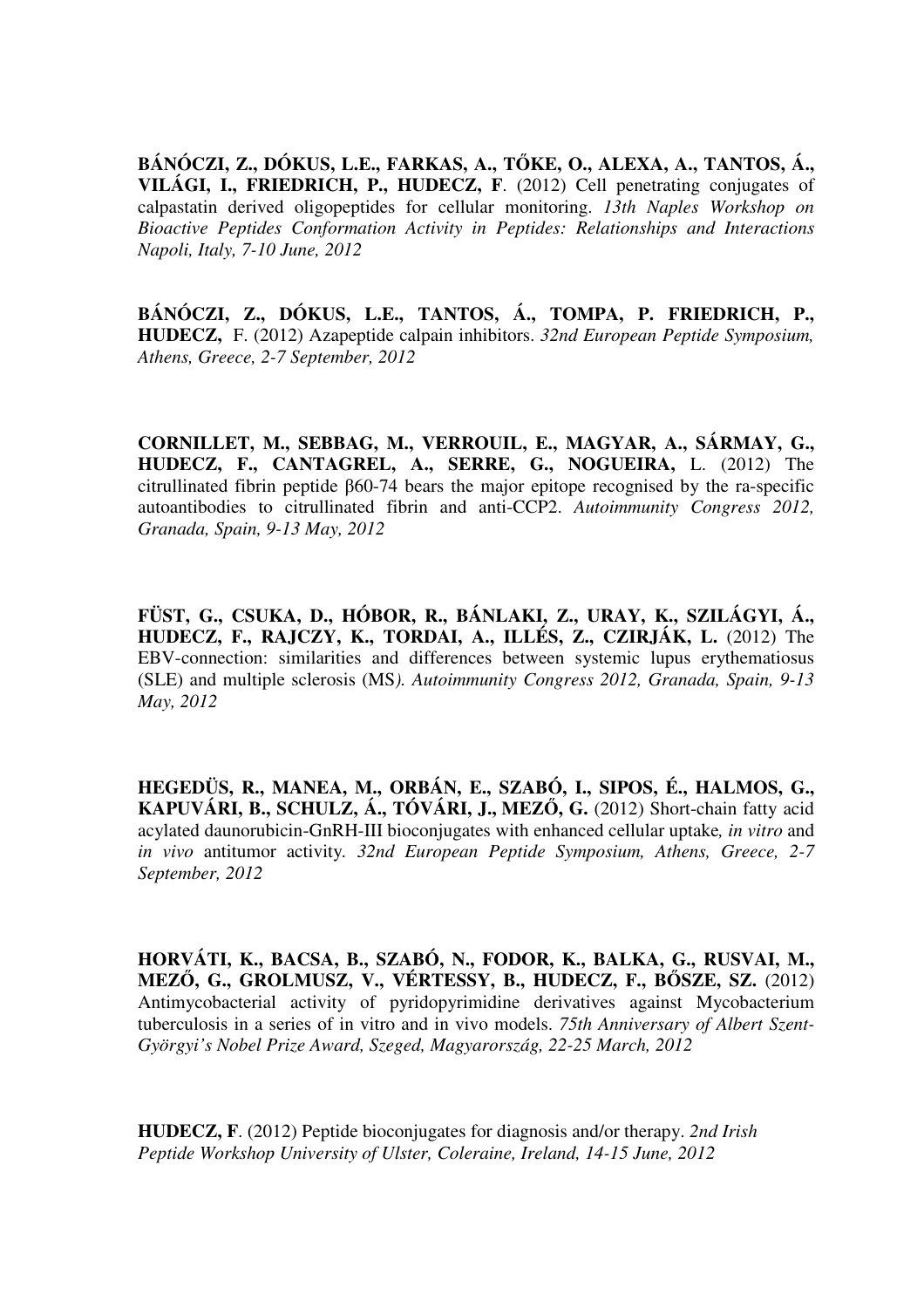**BÁNÓCZI, Z., DÓKUS, L.E., FARKAS, A., TŐKE, O., ALEXA, A., TANTOS, Á., VILÁGI, I., FRIEDRICH, P., HUDECZ, F**. (2012) Cell penetrating conjugates of calpastatin derived oligopeptides for cellular monitoring. *13th Naples Workshop on Bioactive Peptides Conformation Activity in Peptides: Relationships and Interactions Napoli, Italy, 7-10 June, 2012*

**BÁNÓCZI, Z., DÓKUS, L.E., TANTOS, Á., TOMPA, P. FRIEDRICH, P., HUDECZ,** F. (2012) Azapeptide calpain inhibitors. *32nd European Peptide Symposium, Athens, Greece, 2-7 September, 2012*

**CORNILLET, M., SEBBAG, M., VERROUIL, E., MAGYAR, A., SÁRMAY, G., HUDECZ, F., CANTAGREL, A., SERRE, G., NOGUEIRA,** L. (2012) The citrullinated fibrin peptide β60-74 bears the major epitope recognised by the ra-specific autoantibodies to citrullinated fibrin and anti-CCP2. *Autoimmunity Congress 2012, Granada, Spain, 9-13 May, 2012*

**FÜST, G., CSUKA, D., HÓBOR, R., BÁNLAKI, Z., URAY, K., SZILÁGYI, Á., HUDECZ, F., RAJCZY, K., TORDAI, A., ILLÉS, Z., CZIRJÁK, L.** (2012) The EBV-connection: similarities and differences between systemic lupus erythematiosus (SLE) and multiple sclerosis (MS*). Autoimmunity Congress 2012, Granada, Spain, 9-13 May, 2012*

**HEGEDÜS, R., MANEA, M., ORBÁN, E., SZABÓ, I., SIPOS, É., HALMOS, G., KAPUVÁRI, B., SCHULZ, Á., TÓVÁRI, J., MEZŐ, G.** (2012) Short-chain fatty acid acylated daunorubicin-GnRH-III bioconjugates with enhanced cellular uptake*, in vitro* and *in vivo* antitumor activity. *32nd European Peptide Symposium, Athens, Greece, 2-7 September, 2012*

**HORVÁTI, K., BACSA, B., SZABÓ, N., FODOR, K., BALKA, G., RUSVAI, M., MEZŐ, G., GROLMUSZ, V., VÉRTESSY, B., HUDECZ, F., BŐSZE, SZ.** (2012) Antimycobacterial activity of pyridopyrimidine derivatives against Mycobacterium tuberculosis in a series of in vitro and in vivo models. *75th Anniversary of Albert Szent-Györgyi's Nobel Prize Award, Szeged, Magyarország, 22-25 March, 2012*

**HUDECZ, F**. (2012) Peptide bioconjugates for diagnosis and/or therapy. *2nd Irish Peptide Workshop University of Ulster, Coleraine, Ireland, 14-15 June, 2012*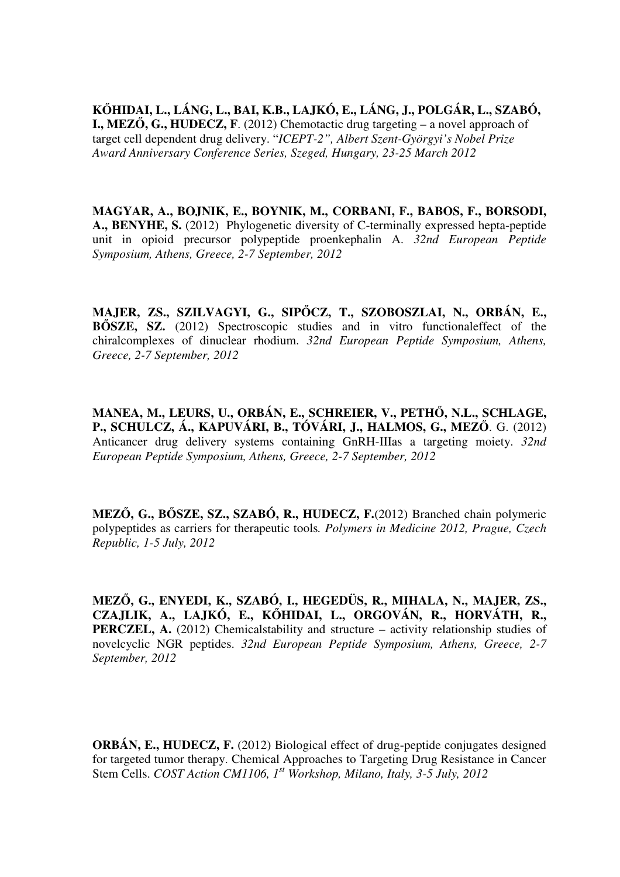**KŐHIDAI, L., LÁNG, L., BAI, K.B., LAJKÓ, E., LÁNG, J., POLGÁR, L., SZABÓ, I., MEZŐ, G., HUDECZ, F**. (2012) Chemotactic drug targeting – a novel approach of target cell dependent drug delivery. "*ICEPT-2", Albert Szent-Györgyi's Nobel Prize Award Anniversary Conference Series, Szeged, Hungary, 23-25 March 2012*

**MAGYAR, A., BOJNIK, E., BOYNIK, M., CORBANI, F., BABOS, F., BORSODI, A., BENYHE, S.** (2012) Phylogenetic diversity of C-terminally expressed hepta-peptide unit in opioid precursor polypeptide proenkephalin A. *32nd European Peptide Symposium, Athens, Greece, 2-7 September, 2012*

**MAJER, ZS., SZILVAGYI, G., SIPŐCZ, T., SZOBOSZLAI, N., ORBÁN, E., BŐSZE, SZ.** (2012) Spectroscopic studies and in vitro functionaleffect of the chiralcomplexes of dinuclear rhodium. *32nd European Peptide Symposium, Athens, Greece, 2-7 September, 2012*

**MANEA, M., LEURS, U., ORBÁN, E., SCHREIER, V., PETHŐ, N.L., SCHLAGE, P., SCHULCZ, Á., KAPUVÁRI, B., TÓVÁRI, J., HALMOS, G., MEZŐ**. G. (2012) Anticancer drug delivery systems containing GnRH-IIIas a targeting moiety. *32nd European Peptide Symposium, Athens, Greece, 2-7 September, 2012*

**MEZŐ, G., BŐSZE, SZ., SZABÓ, R., HUDECZ, F.**(2012) Branched chain polymeric polypeptides as carriers for therapeutic tools*. Polymers in Medicine 2012, Prague, Czech Republic, 1-5 July, 2012*

**MEZŐ, G., ENYEDI, K., SZABÓ, I., HEGEDÜS, R., MIHALA, N., MAJER, ZS., CZAJLIK, A., LAJKÓ, E., KŐHIDAI, L., ORGOVÁN, R., HORVÁTH, R., PERCZEL, A.** (2012) Chemicalstability and structure – activity relationship studies of novelcyclic NGR peptides. *32nd European Peptide Symposium, Athens, Greece, 2-7 September, 2012*

**ORBÁN, E., HUDECZ, F.** (2012) Biological effect of drug-peptide conjugates designed for targeted tumor therapy. Chemical Approaches to Targeting Drug Resistance in Cancer Stem Cells. *COST Action CM1106, 1st Workshop, Milano, Italy, 3-5 July, 2012*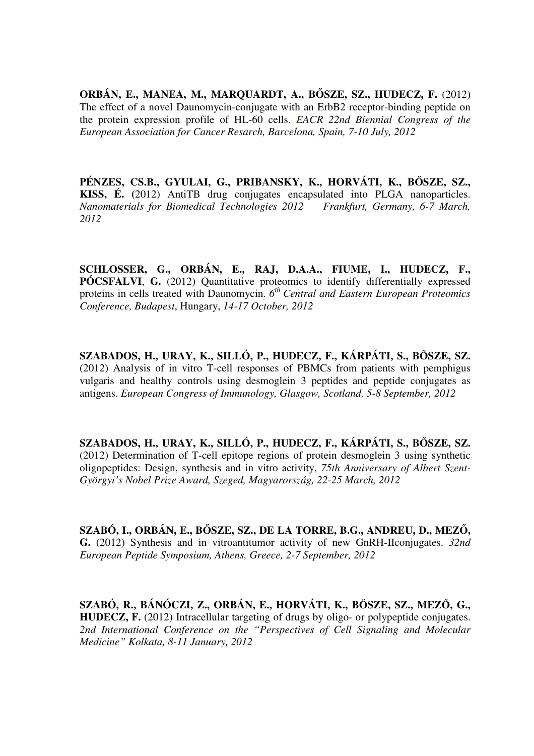**ORBÁN, E., MANEA, M., MARQUARDT, A., BŐSZE, SZ., HUDECZ, F.** (2012) The effect of a novel Daunomycin-conjugate with an ErbB2 receptor-binding peptide on the protein expression profile of HL-60 cells. *EACR 22nd Biennial Congress of the European Association for Cancer Resarch, Barcelona, Spain, 7-10 July, 2012*

**PÉNZES, CS.B., GYULAI, G., PRIBANSKY, K., HORVÁTI, K., BŐSZE, SZ., KISS, É. (**2012) AntiTB drug conjugates encapsulated into PLGA nanoparticles. *Nanomaterials for Biomedical Technologies 2012 Frankfurt, Germany, 6-7 March, 2012*

**SCHLOSSER, G., ORBÁN, E., RAJ, D.A.A., FIUME, I., HUDECZ, F., PÓCSFALVI**, **G.** (2012) Quantitative proteomics to identify differentially expressed proteins in cells treated with Daunomycin. *6th Central and Eastern European Proteomics Conference, Budapest*, Hungary, *14-17 October, 2012*

**SZABADOS, H., URAY, K., SILLÓ, P., HUDECZ, F., KÁRPÁTI, S., BŐSZE, SZ.** (2012) Analysis of in vitro T-cell responses of PBMCs from patients with pemphigus vulgaris and healthy controls using desmoglein 3 peptides and peptide conjugates as antigens. *European Congress of Immunology, Glasgow, Scotland, 5-8 September, 2012*

**SZABADOS, H., URAY, K., SILLÓ, P., HUDECZ, F., KÁRPÁTI, S., BŐSZE, SZ.** (2012) Determination of T-cell epitope regions of protein desmoglein 3 using synthetic oligopeptides: Design, synthesis and in vitro activity, *75th Anniversary of Albert Szent-Györgyi's Nobel Prize Award, Szeged, Magyarország, 22-25 March, 2012*

**SZABÓ, I., ORBÁN, E., BŐSZE, SZ., DE LA TORRE, B.G., ANDREU, D., MEZŐ, G.** (2012) Synthesis and in vitroantitumor activity of new GnRH-IIconjugates. *32nd European Peptide Symposium, Athens, Greece, 2-7 September, 2012*

**SZABÓ, R., BÁNÓCZI, Z., ORBÁN, E., HORVÁTI, K., BŐSZE, SZ., MEZŐ, G., HUDECZ, F.** (2012) Intracellular targeting of drugs by oligo- or polypeptide conjugates. *2nd International Conference on the "Perspectives of Cell Signaling and Molecular Medicine" Kolkata, 8-11 January, 2012*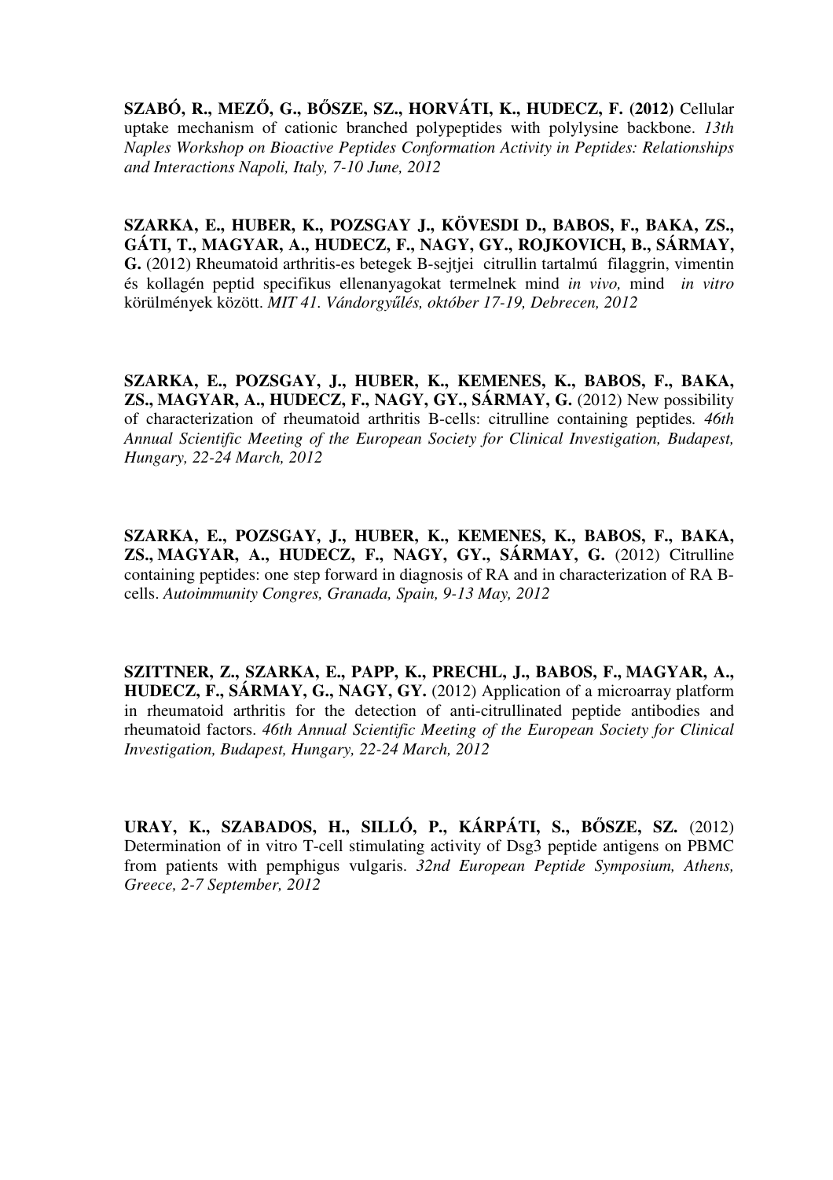**SZABÓ, R., MEZŐ, G., BŐSZE, SZ., HORVÁTI, K., HUDECZ, F. (2012)** Cellular uptake mechanism of cationic branched polypeptides with polylysine backbone. *13th Naples Workshop on Bioactive Peptides Conformation Activity in Peptides: Relationships and Interactions Napoli, Italy, 7-10 June, 2012*

**SZARKA, E., HUBER, K., POZSGAY J., KÖVESDI D., BABOS, F., BAKA, ZS., GÁTI, T., MAGYAR, A., HUDECZ, F., NAGY, GY., ROJKOVICH, B., SÁRMAY, G.** (2012) Rheumatoid arthritis-es betegek B-sejtjei citrullin tartalmú filaggrin, vimentin és kollagén peptid specifikus ellenanyagokat termelnek mind *in vivo,* mind *in vitro* körülmények között. *MIT 41. Vándorgyűlés, október 17-19, Debrecen, 2012*

**SZARKA, E., POZSGAY, J., HUBER, K., KEMENES, K., BABOS, F., BAKA, ZS., MAGYAR, A., HUDECZ, F., NAGY, GY., SÁRMAY, G.** (2012) New possibility of characterization of rheumatoid arthritis B-cells: citrulline containing peptides*. 46th Annual Scientific Meeting of the European Society for Clinical Investigation, Budapest, Hungary, 22-24 March, 2012*

**SZARKA, E., POZSGAY, J., HUBER, K., KEMENES, K., BABOS, F., BAKA, ZS., MAGYAR, A., HUDECZ, F., NAGY, GY., SÁRMAY, G.** (2012) Citrulline containing peptides: one step forward in diagnosis of RA and in characterization of RA B-cells. *Autoimmunity Congres, Granada, Spain, 9-13 May, 2012*

**SZITTNER, Z., SZARKA, E., PAPP, K., PRECHL, J., BABOS, F., MAGYAR, A., HUDECZ, F., SÁRMAY, G., NAGY, GY.** (2012) Application of a microarray platform in rheumatoid arthritis for the detection of anti-citrullinated peptide antibodies and rheumatoid factors. *46th Annual Scientific Meeting of the European Society for Clinical Investigation, Budapest, Hungary, 22-24 March, 2012*

**URAY, K., SZABADOS, H., SILLÓ, P., KÁRPÁTI, S., BŐSZE, SZ.** (2012) Determination of in vitro T-cell stimulating activity of Dsg3 peptide antigens on PBMC from patients with pemphigus vulgaris. *32nd European Peptide Symposium, Athens, Greece, 2-7 September, 2012*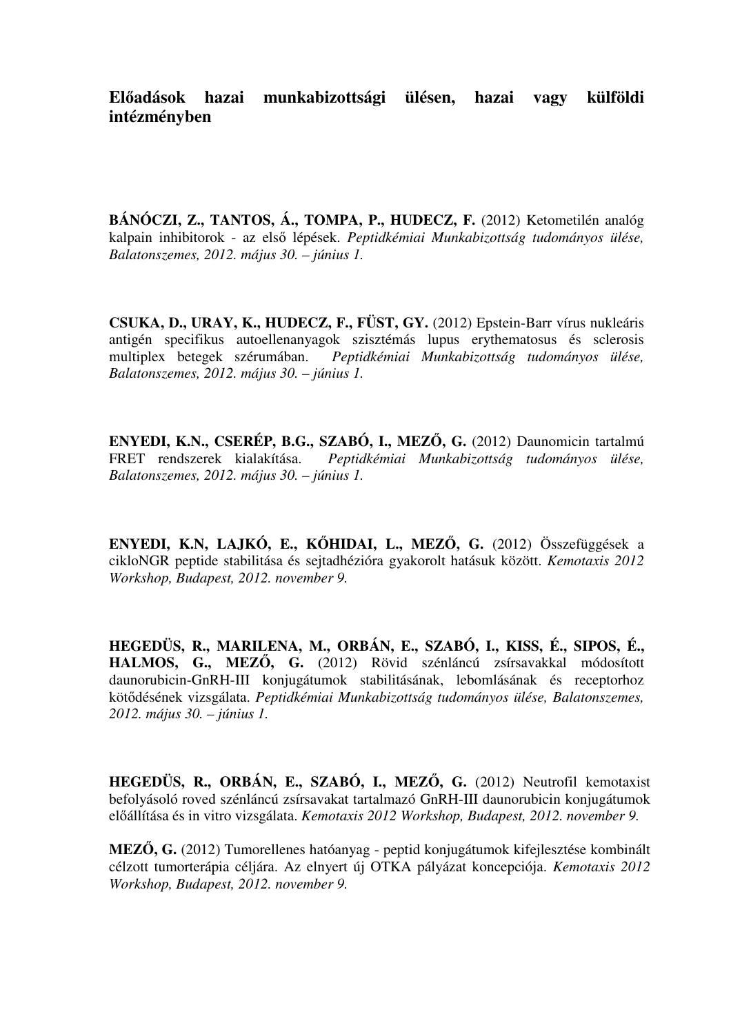**Előadások hazai munkabizottsági ülésen, hazai vagy külföldi intézményben**

**BÁNÓCZI, Z., TANTOS, Á., TOMPA, P., HUDECZ, F.** (2012) Ketometilén analóg kalpain inhibitorok - az első lépések. *Peptidkémiai Munkabizottság tudományos ülése, Balatonszemes, 2012. május 30. – június 1.*

**CSUKA, D., URAY, K., HUDECZ, F., FÜST, GY.** (2012) Epstein-Barr vírus nukleáris antigén specifikus autoellenanyagok szisztémás lupus erythematosus és sclerosis multiplex betegek szérumában. *Peptidkémiai Munkabizottság tudományos ülése, Balatonszemes, 2012. május 30. – június 1.*

**ENYEDI, K.N., CSERÉP, B.G., SZABÓ, I., MEZŐ, G.** (2012) Daunomicin tartalmú FRET rendszerek kialakítása. *Peptidkémiai Munkabizottság tudományos ülése, Balatonszemes, 2012. május 30. – június 1.*

**ENYEDI, K.N, LAJKÓ, E., KŐHIDAI, L., MEZŐ, G.** (2012) Összefüggések a cikloNGR peptide stabilitása és sejtadhézióra gyakorolt hatásuk között. *Kemotaxis 2012 Workshop, Budapest, 2012. november 9.*

**HEGEDÜS, R., MARILENA, M., ORBÁN, E., SZABÓ, I., KISS, É., SIPOS, É., HALMOS, G., MEZŐ, G.** (2012) Rövid szénláncú zsírsavakkal módosított daunorubicin-GnRH-III konjugátumok stabilitásának, lebomlásának és receptorhoz kötődésének vizsgálata. *Peptidkémiai Munkabizottság tudományos ülése, Balatonszemes, 2012. május 30. – június 1.*

**HEGEDÜS, R., ORBÁN, E., SZABÓ, I., MEZŐ, G.** (2012) Neutrofil kemotaxist befolyásoló roved szénláncú zsírsavakat tartalmazó GnRH-III daunorubicin konjugátumok előállítása és in vitro vizsgálata. *Kemotaxis 2012 Workshop, Budapest, 2012. november 9.*

**MEZŐ, G.** (2012) Tumorellenes hatóanyag - peptid konjugátumok kifejlesztése kombinált célzott tumorterápia céljára. Az elnyert új OTKA pályázat koncepciója. *Kemotaxis 2012 Workshop, Budapest, 2012. november 9.*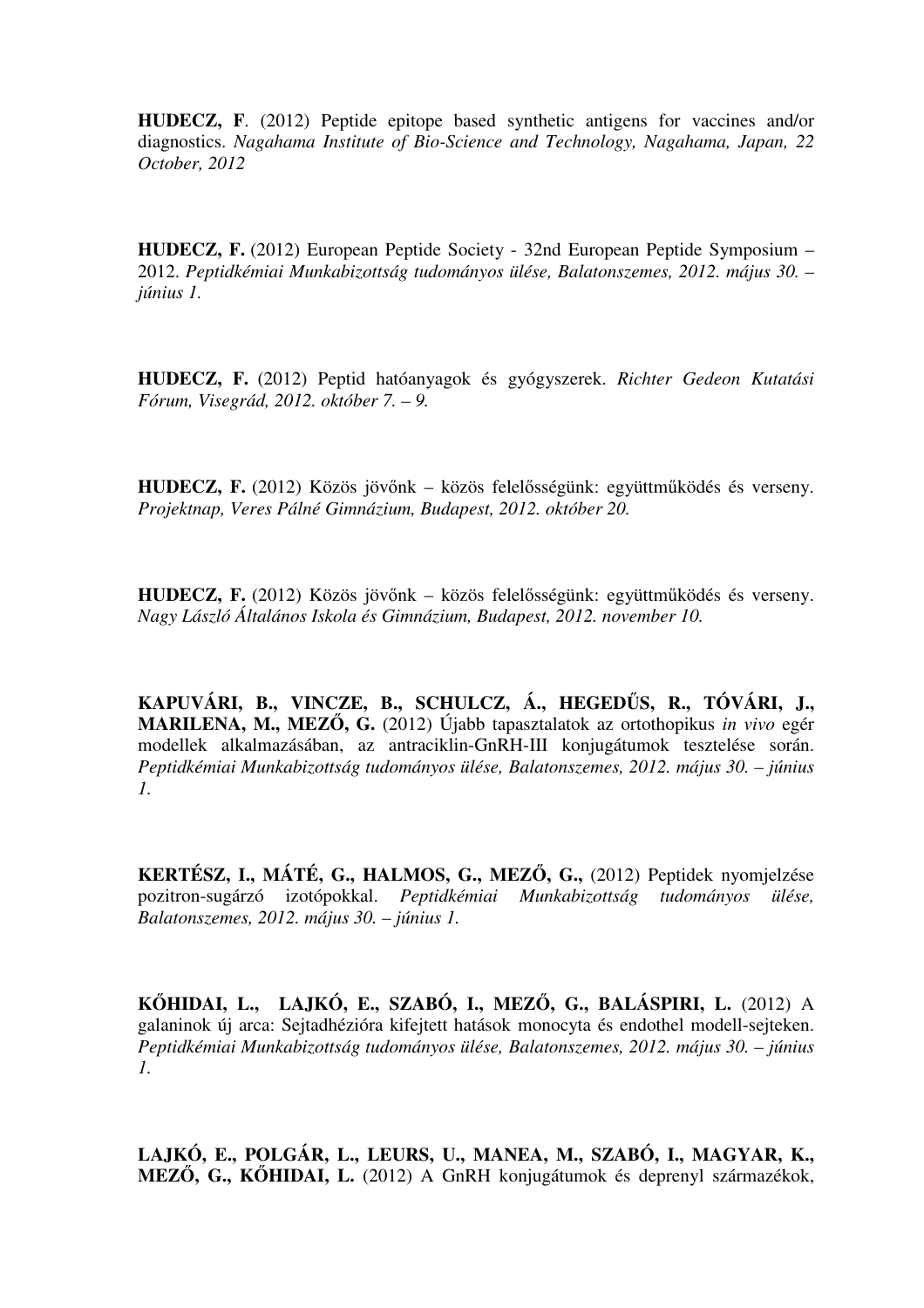**HUDECZ, F**. (2012) Peptide epitope based synthetic antigens for vaccines and/or diagnostics. *Nagahama Institute of Bio-Science and Technology, Nagahama, Japan, 22 October, 2012*

**HUDECZ, F.** (2012) European Peptide Society - 32nd European Peptide Symposium – 2012. *Peptidkémiai Munkabizottság tudományos ülése, Balatonszemes, 2012. május 30. – június 1.*

**HUDECZ, F.** (2012) Peptid hatóanyagok és gyógyszerek. *Richter Gedeon Kutatási Fórum, Visegrád, 2012. október 7. – 9.*

**HUDECZ, F.** (2012) Közös jövőnk – közös felelősségünk: együttműködés és verseny. *Projektnap, Veres Pálné Gimnázium, Budapest, 2012. október 20.*

**HUDECZ, F.** (2012) Közös jövőnk – közös felelősségünk: együttműködés és verseny. *Nagy László Általános Iskola és Gimnázium, Budapest, 2012. november 10.*

**KAPUVÁRI, B., VINCZE, B., SCHULCZ, Á., HEGEDŰS, R., TÓVÁRI, J., MARILENA, M., MEZŐ, G.** (2012) Újabb tapasztalatok az ortothopikus *in vivo* egér modellek alkalmazásában, az antraciklin-GnRH-III konjugátumok tesztelése során. *Peptidkémiai Munkabizottság tudományos ülése, Balatonszemes, 2012. május 30. – június 1.*

**KERTÉSZ, I., MÁTÉ, G., HALMOS, G., MEZŐ, G.,** (2012) Peptidek nyomjelzése pozitron-sugárzó izotópokkal. *Peptidkémiai Munkabizottság tudományos ülése, Balatonszemes, 2012. május 30. – június 1.*

**KŐHIDAI, L., LAJKÓ, E., SZABÓ, I., MEZŐ, G., BALÁSPIRI, L.** (2012) A galaninok új arca: Sejtadhézióra kifejtett hatások monocyta és endothel modell-sejteken. *Peptidkémiai Munkabizottság tudományos ülése, Balatonszemes, 2012. május 30. – június 1.*

**LAJKÓ, E., POLGÁR, L., LEURS, U., MANEA, M., SZABÓ, I., MAGYAR, K., MEZŐ, G., KŐHIDAI, L.** (2012) A GnRH konjugátumok és deprenyl származékok,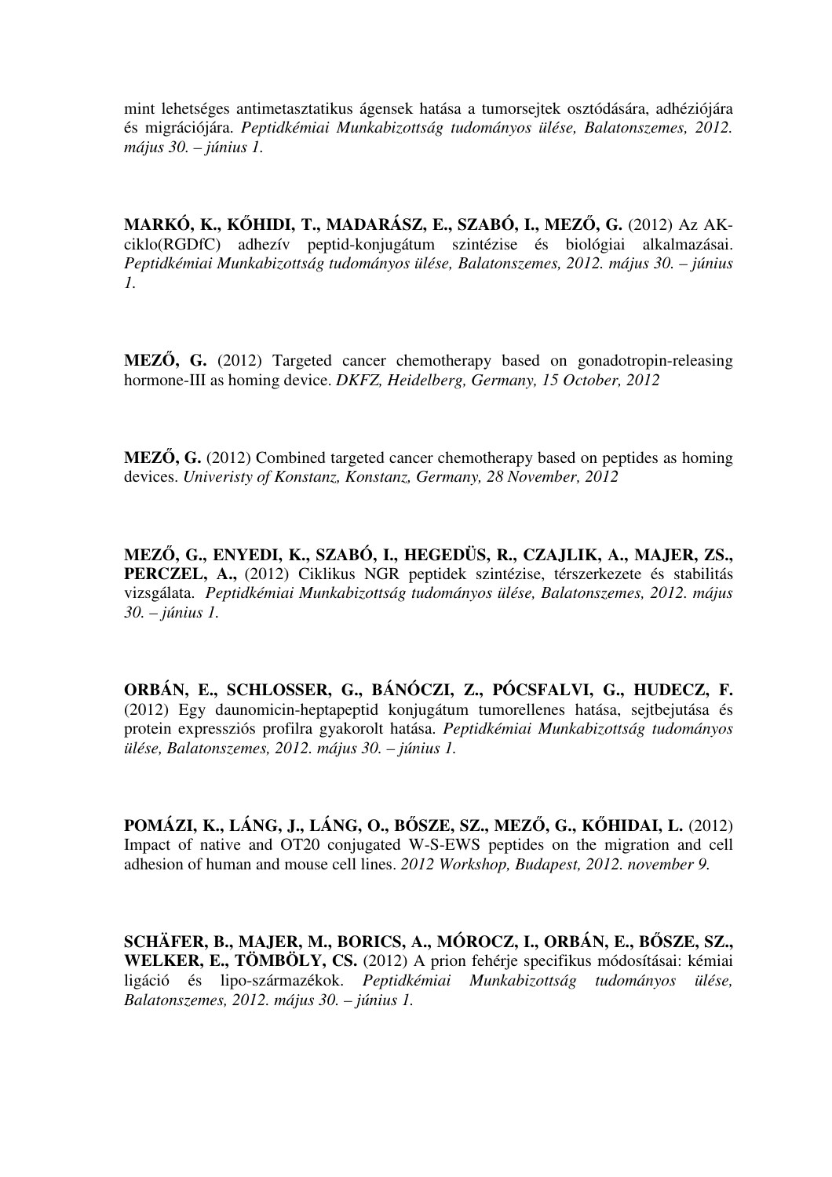mint lehetséges antimetasztatikus ágensek hatása a tumorsejtek osztódására, adhéziójára és migrációjára. *Peptidkémiai Munkabizottság tudományos ülése, Balatonszemes, 2012. május 30. – június 1.*

**MARKÓ, K., KŐHIDI, T., MADARÁSZ, E., SZABÓ, I., MEZŐ, G.** (2012) Az AK-ciklo(RGDfC) adhezív peptid-konjugátum szintézise és biológiai alkalmazásai. *Peptidkémiai Munkabizottság tudományos ülése, Balatonszemes, 2012. május 30. – június 1.*

**MEZŐ, G.** (2012) Targeted cancer chemotherapy based on gonadotropin-releasing hormone-III as homing device. *DKFZ, Heidelberg, Germany, 15 October, 2012*

**MEZŐ, G.** (2012) Combined targeted cancer chemotherapy based on peptides as homing devices. *Univeristy of Konstanz, Konstanz, Germany, 28 November, 2012*

**MEZŐ, G., ENYEDI, K., SZABÓ, I., HEGEDÜS, R., CZAJLIK, A., MAJER, ZS., PERCZEL, A.,** (2012) Ciklikus NGR peptidek szintézise, térszerkezete és stabilitás vizsgálata. *Peptidkémiai Munkabizottság tudományos ülése, Balatonszemes, 2012. május 30. – június 1.*

**ORBÁN, E., SCHLOSSER, G., BÁNÓCZI, Z., PÓCSFALVI, G., HUDECZ, F.** (2012) Egy daunomicin-heptapeptid konjugátum tumorellenes hatása, sejtbejutása és protein expressziós profilra gyakorolt hatása. *Peptidkémiai Munkabizottság tudományos ülése, Balatonszemes, 2012. május 30. – június 1.*

**POMÁZI, K., LÁNG, J., LÁNG, O., BŐSZE, SZ., MEZŐ, G., KŐHIDAI, L.** (2012) Impact of native and OT20 conjugated W-S-EWS peptides on the migration and cell adhesion of human and mouse cell lines. *2012 Workshop, Budapest, 2012. november 9.*

**SCHÄFER, B., MAJER, M., BORICS, A., MÓROCZ, I., ORBÁN, E., BŐSZE, SZ., WELKER, E., TÖMBÖLY, CS.** (2012) A prion fehérje specifikus módosításai: kémiai ligáció és lipo-származékok. *Peptidkémiai Munkabizottság tudományos ülése, Balatonszemes, 2012. május 30. – június 1.*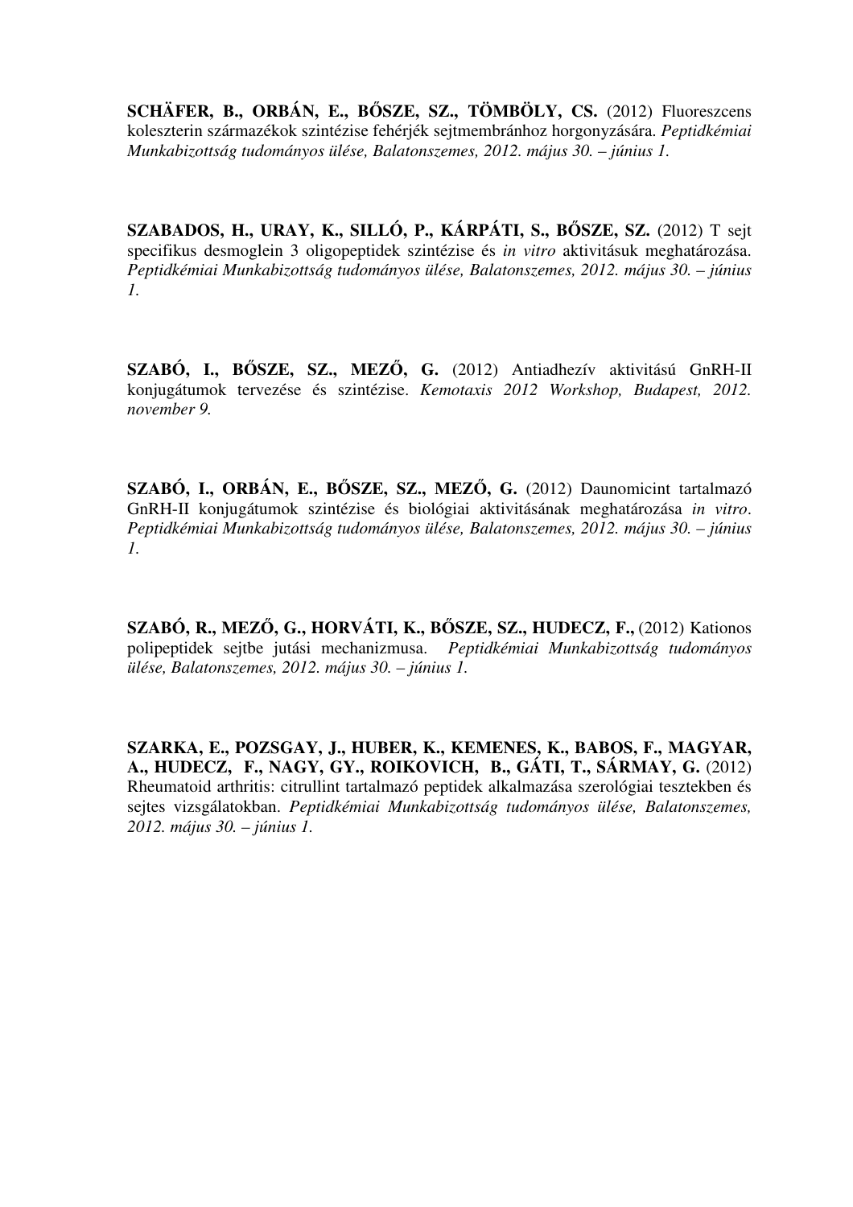**SCHÄFER, B., ORBÁN, E., BŐSZE, SZ., TÖMBÖLY, CS.** (2012) Fluoreszcens koleszterin származékok szintézise fehérjék sejtmembránhoz horgonyzására. *Peptidkémiai Munkabizottság tudományos ülése, Balatonszemes, 2012. május 30. – június 1.*

**SZABADOS, H., URAY, K., SILLÓ, P., KÁRPÁTI, S., BŐSZE, SZ.** (2012) T sejt specifikus desmoglein 3 oligopeptidek szintézise és *in vitro* aktivitásuk meghatározása. *Peptidkémiai Munkabizottság tudományos ülése, Balatonszemes, 2012. május 30. – június 1.*

**SZABÓ, I., BŐSZE, SZ., MEZŐ, G.** (2012) Antiadhezív aktivitású GnRH-II konjugátumok tervezése és szintézise. *Kemotaxis 2012 Workshop, Budapest, 2012. november 9.*

**SZABÓ, I., ORBÁN, E., BŐSZE, SZ., MEZŐ, G.** (2012) Daunomicint tartalmazó GnRH-II konjugátumok szintézise és biológiai aktivitásának meghatározása *in vitro*. *Peptidkémiai Munkabizottság tudományos ülése, Balatonszemes, 2012. május 30. – június 1.*

**SZABÓ, R., MEZŐ, G., HORVÁTI, K., BŐSZE, SZ., HUDECZ, F.,** (2012) Kationos polipeptidek sejtbe jutási mechanizmusa. *Peptidkémiai Munkabizottság tudományos ülése, Balatonszemes, 2012. május 30. – június 1.*

**SZARKA, E., POZSGAY, J., HUBER, K., KEMENES, K., BABOS, F., MAGYAR, A., HUDECZ, F., NAGY, GY., ROIKOVICH, B., GÁTI, T., SÁRMAY, G.** (2012) Rheumatoid arthritis: citrullint tartalmazó peptidek alkalmazása szerológiai tesztekben és sejtes vizsgálatokban. *Peptidkémiai Munkabizottság tudományos ülése, Balatonszemes, 2012. május 30. – június 1.*